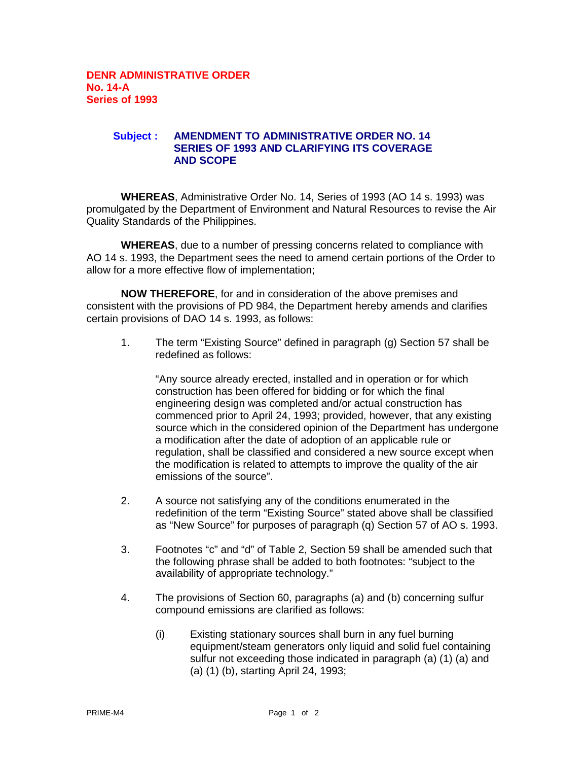**DENR ADMINISTRATIVE ORDER**
**No. 14-A**
**Series of 1993**

**Subject : AMENDMENT TO ADMINISTRATIVE ORDER NO. 14 SERIES OF 1993 AND CLARIFYING ITS COVERAGE AND SCOPE**

**WHEREAS**, Administrative Order No. 14, Series of 1993 (AO 14 s. 1993) was promulgated by the Department of Environment and Natural Resources to revise the Air Quality Standards of the Philippines.

**WHEREAS**, due to a number of pressing concerns related to compliance with AO 14 s. 1993, the Department sees the need to amend certain portions of the Order to allow for a more effective flow of implementation;

**NOW THEREFORE**, for and in consideration of the above premises and consistent with the provisions of PD 984, the Department hereby amends and clarifies certain provisions of DAO 14 s. 1993, as follows:

1. The term "Existing Source" defined in paragraph (g) Section 57 shall be redefined as follows:

   "Any source already erected, installed and in operation or for which construction has been offered for bidding or for which the final engineering design was completed and/or actual construction has commenced prior to April 24, 1993; provided, however, that any existing source which in the considered opinion of the Department has undergone a modification after the date of adoption of an applicable rule or regulation, shall be classified and considered a new source except when the modification is related to attempts to improve the quality of the air emissions of the source".

2. A source not satisfying any of the conditions enumerated in the redefinition of the term "Existing Source" stated above shall be classified as "New Source" for purposes of paragraph (q) Section 57 of AO s. 1993.

3. Footnotes "c" and "d" of Table 2, Section 59 shall be amended such that the following phrase shall be added to both footnotes: "subject to the availability of appropriate technology."

4. The provisions of Section 60, paragraphs (a) and (b) concerning sulfur compound emissions are clarified as follows:

   (i) Existing stationary sources shall burn in any fuel burning equipment/steam generators only liquid and solid fuel containing sulfur not exceeding those indicated in paragraph (a) (1) (a) and (a) (1) (b), starting April 24, 1993;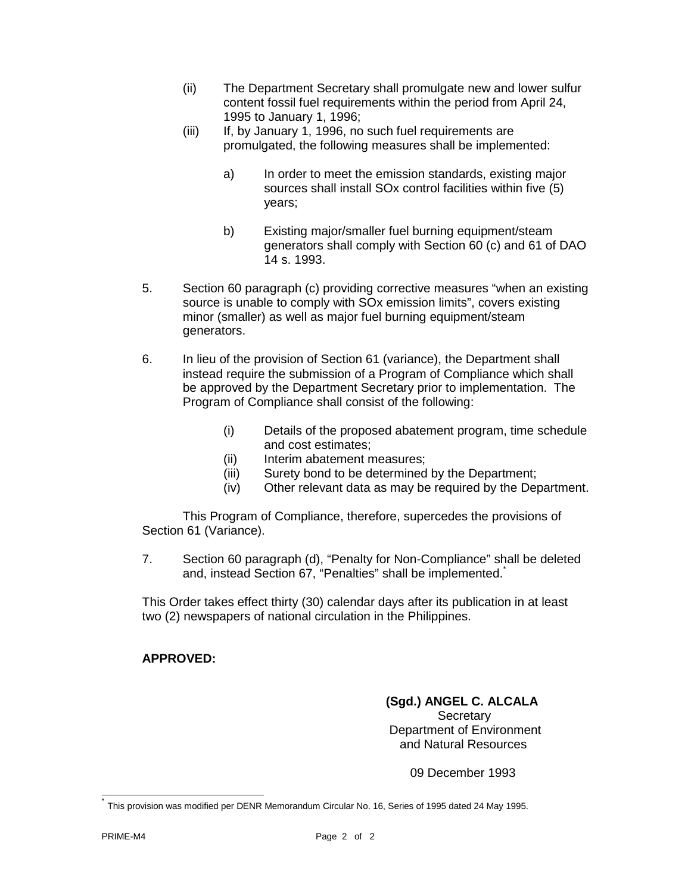(ii) The Department Secretary shall promulgate new and lower sulfur content fossil fuel requirements within the period from April 24, 1995 to January 1, 1996;

(iii) If, by January 1, 1996, no such fuel requirements are promulgated, the following measures shall be implemented:

a) In order to meet the emission standards, existing major sources shall install SOx control facilities within five (5) years;

b) Existing major/smaller fuel burning equipment/steam generators shall comply with Section 60 (c) and 61 of DAO 14 s. 1993.

5. Section 60 paragraph (c) providing corrective measures "when an existing source is unable to comply with SOx emission limits", covers existing minor (smaller) as well as major fuel burning equipment/steam generators.

6. In lieu of the provision of Section 61 (variance), the Department shall instead require the submission of a Program of Compliance which shall be approved by the Department Secretary prior to implementation. The Program of Compliance shall consist of the following:

(i) Details of the proposed abatement program, time schedule and cost estimates;
(ii) Interim abatement measures;
(iii) Surety bond to be determined by the Department;
(iv) Other relevant data as may be required by the Department.

This Program of Compliance, therefore, supercedes the provisions of Section 61 (Variance).

7. Section 60 paragraph (d), "Penalty for Non-Compliance" shall be deleted and, instead Section 67, "Penalties" shall be implemented.[*]

This Order takes effect thirty (30) calendar days after its publication in at least two (2) newspapers of national circulation in the Philippines.

**APPROVED:**

**(Sgd.) ANGEL C. ALCALA**
Secretary
Department of Environment
and Natural Resources

09 December 1993

[*] This provision was modified per DENR Memorandum Circular No. 16, Series of 1995 dated 24 May 1995.

PRIME-M4